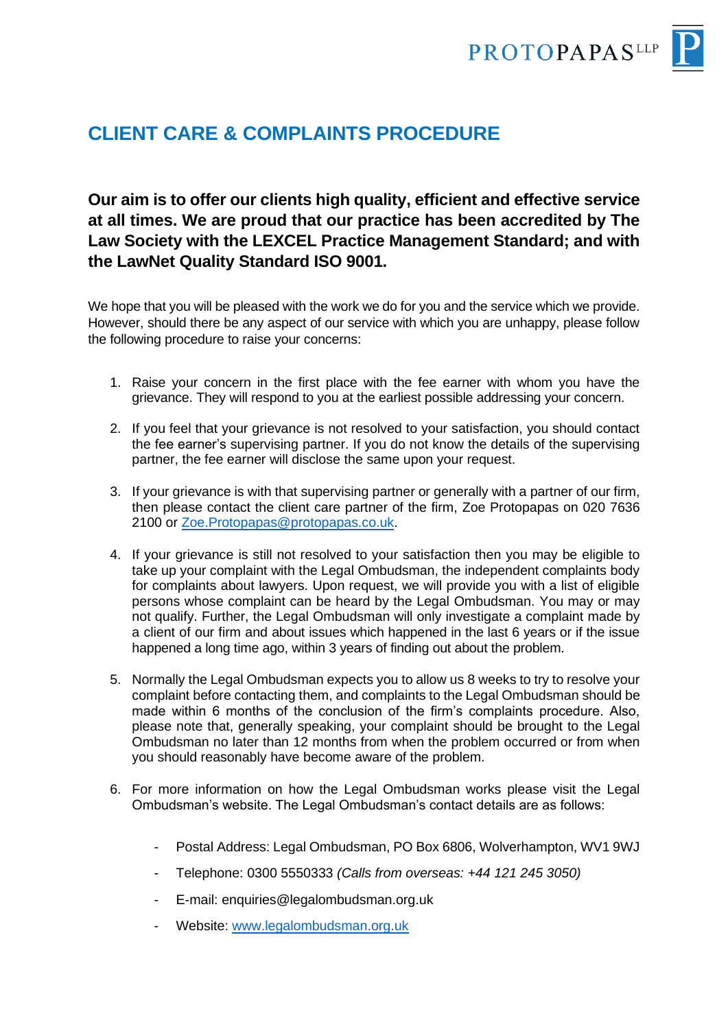# CLIENT CARE & COMPLAINTS PROCEDURE

**Our aim is to offer our clients high quality, efficient and effective service at all times. We are proud that our practice has been accredited by The Law Society with the LEXCEL Practice Management Standard; and with the LawNet Quality Standard ISO 9001.**

We hope that you will be pleased with the work we do for you and the service which we provide. However, should there be any aspect of our service with which you are unhappy, please follow the following procedure to raise your concerns:

1. Raise your concern in the first place with the fee earner with whom you have the grievance. They will respond to you at the earliest possible addressing your concern.

2. If you feel that your grievance is not resolved to your satisfaction, you should contact the fee earner's supervising partner. If you do not know the details of the supervising partner, the fee earner will disclose the same upon your request.

3. If your grievance is with that supervising partner or generally with a partner of our firm, then please contact the client care partner of the firm, Zoe Protopapas on 020 7636 2100 or [Zoe.Protopapas@protopapas.co.uk](mailto:Zoe.Protopapas@protopapas.co.uk).

4. If your grievance is still not resolved to your satisfaction then you may be eligible to take up your complaint with the Legal Ombudsman, the independent complaints body for complaints about lawyers. Upon request, we will provide you with a list of eligible persons whose complaint can be heard by the Legal Ombudsman. You may or may not qualify. Further, the Legal Ombudsman will only investigate a complaint made by a client of our firm and about issues which happened in the last 6 years or if the issue happened a long time ago, within 3 years of finding out about the problem.

5. Normally the Legal Ombudsman expects you to allow us 8 weeks to try to resolve your complaint before contacting them, and complaints to the Legal Ombudsman should be made within 6 months of the conclusion of the firm's complaints procedure. Also, please note that, generally speaking, your complaint should be brought to the Legal Ombudsman no later than 12 months from when the problem occurred or from when you should reasonably have become aware of the problem.

6. For more information on how the Legal Ombudsman works please visit the Legal Ombudsman's website. The Legal Ombudsman's contact details are as follows:

    - Postal Address: Legal Ombudsman, PO Box 6806, Wolverhampton, WV1 9WJ
    - Telephone: 0300 5550333 *(Calls from overseas: +44 121 245 3050)*
    - E-mail: enquiries@legalombudsman.org.uk
    - Website: [www.legalombudsman.org.uk](http://www.legalombudsman.org.uk)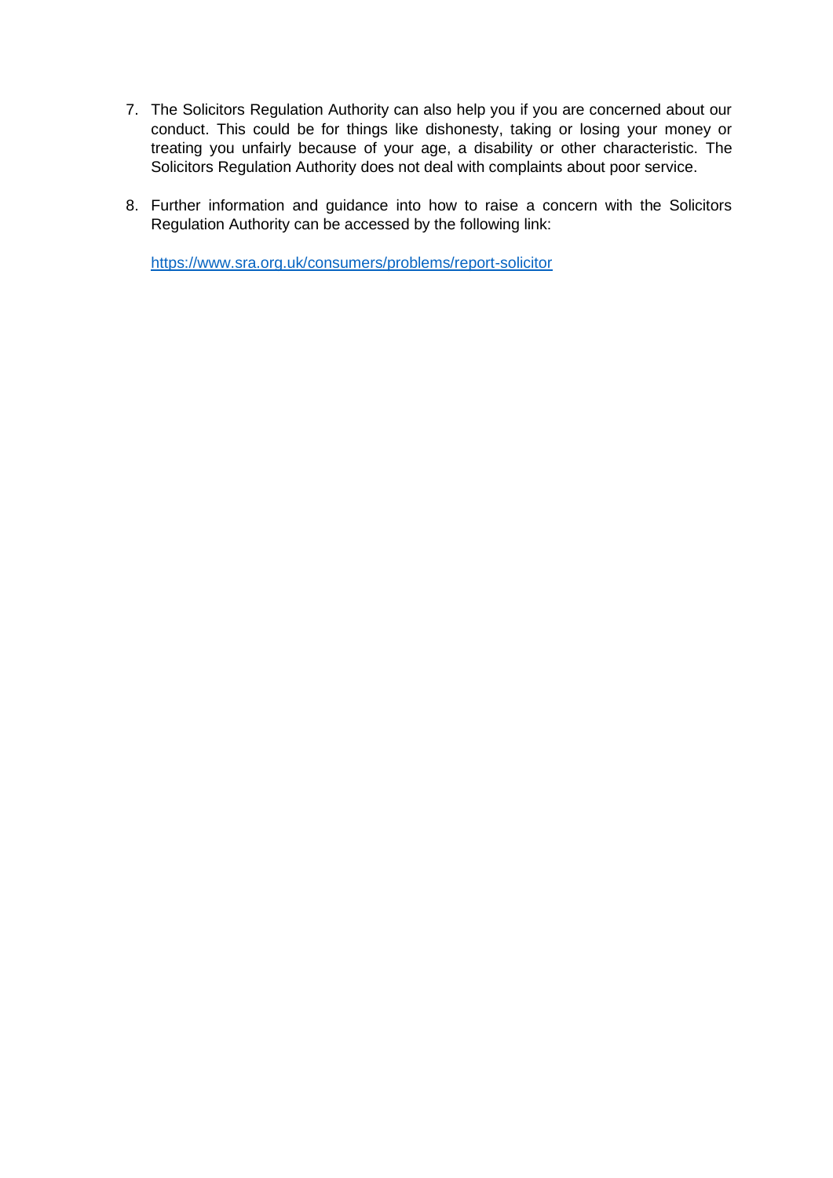7. The Solicitors Regulation Authority can also help you if you are concerned about our conduct. This could be for things like dishonesty, taking or losing your money or treating you unfairly because of your age, a disability or other characteristic. The Solicitors Regulation Authority does not deal with complaints about poor service.

8. Further information and guidance into how to raise a concern with the Solicitors Regulation Authority can be accessed by the following link:

   [https://www.sra.org.uk/consumers/problems/report-solicitor](https://www.sra.org.uk/consumers/problems/report-solicitor)